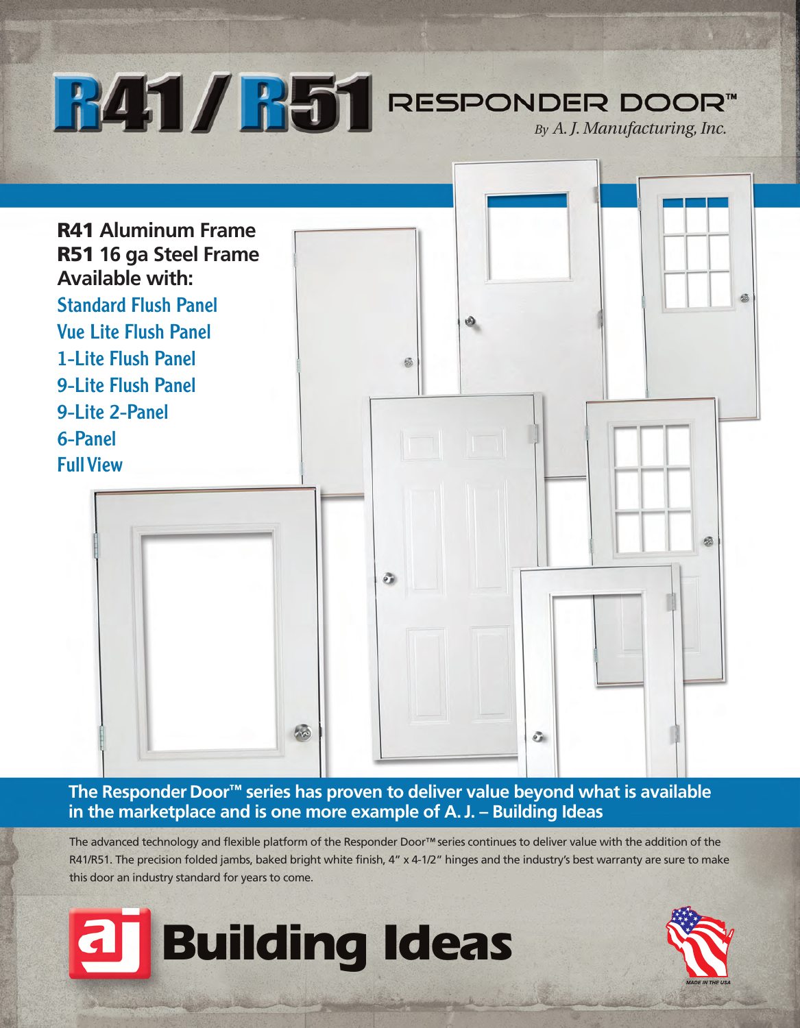# R41 / R51 RESPONDER DOOR™

*By A. J. Manufacturing, Inc.*

**R41** Aluminum Frame
**R51** 16 ga Steel Frame
**Available with:**

- Standard Flush Panel
- Vue Lite Flush Panel
- 1-Lite Flush Panel
- 9-Lite Flush Panel
- 9-Lite 2-Panel
- 6-Panel
- Full View

**The Responder Door™ series has proven to deliver value beyond what is available in the marketplace and is one more example of A. J. – Building Ideas**

The advanced technology and flexible platform of the Responder Door™ series continues to deliver value with the addition of the R41/R51. The precision folded jambs, baked bright white finish, 4" x 4-1/2" hinges and the industry's best warranty are sure to make this door an industry standard for years to come.

**aj Building Ideas**

MADE IN THE USA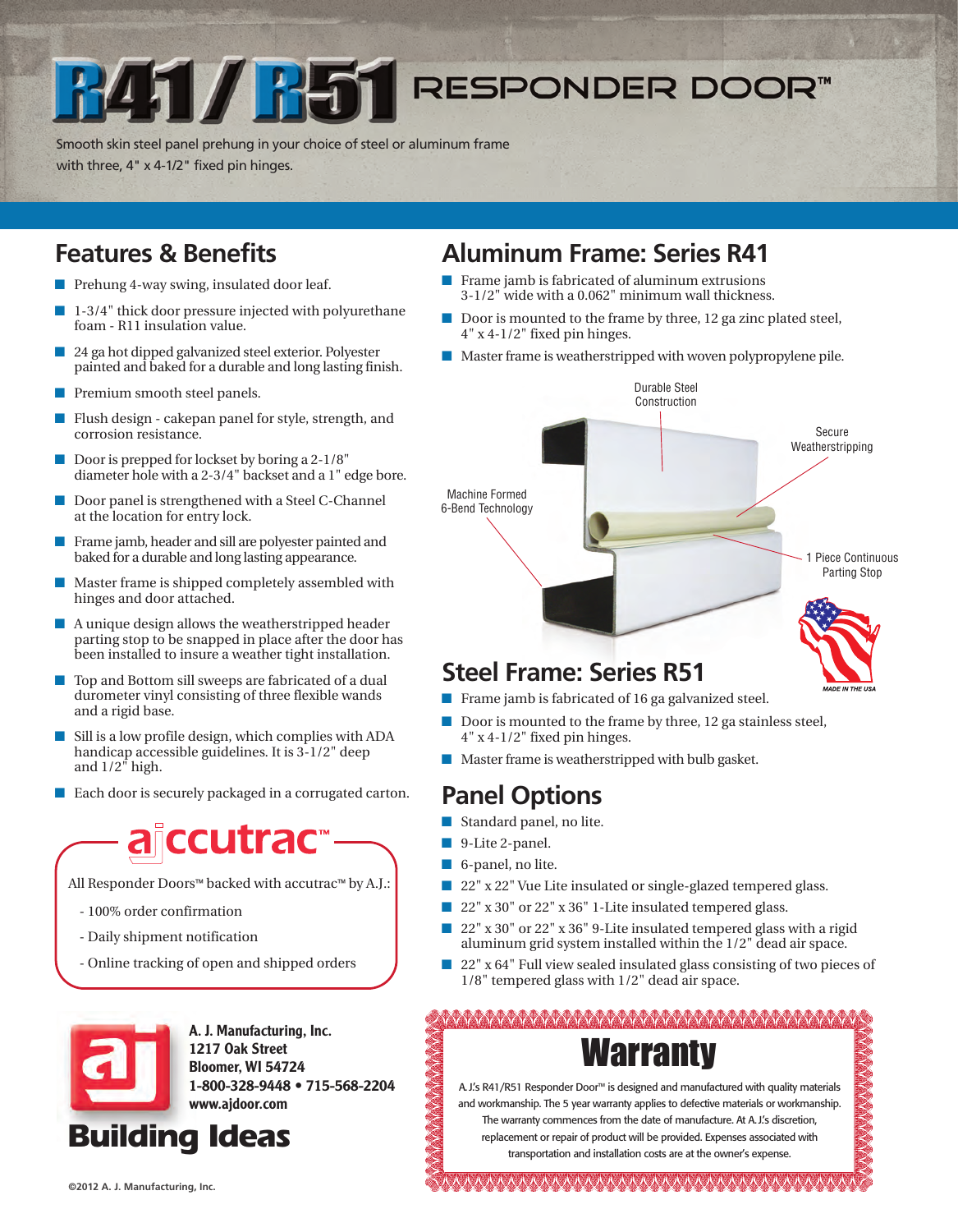# R41 / R51 RESPONDER DOOR™

Smooth skin steel panel prehung in your choice of steel or aluminum frame with three, 4" x 4-1/2" fixed pin hinges.

## Features & Benefits

- Prehung 4-way swing, insulated door leaf.
- 1-3/4" thick door pressure injected with polyurethane foam - R11 insulation value.
- 24 ga hot dipped galvanized steel exterior. Polyester painted and baked for a durable and long lasting finish.
- Premium smooth steel panels.
- Flush design - cakepan panel for style, strength, and corrosion resistance.
- Door is prepped for lockset by boring a 2-1/8" diameter hole with a 2-3/4" backset and a 1" edge bore.
- Door panel is strengthened with a Steel C-Channel at the location for entry lock.
- Frame jamb, header and sill are polyester painted and baked for a durable and long lasting appearance.
- Master frame is shipped completely assembled with hinges and door attached.
- A unique design allows the weatherstripped header parting stop to be snapped in place after the door has been installed to insure a weather tight installation.
- Top and Bottom sill sweeps are fabricated of a dual durometer vinyl consisting of three flexible wands and a rigid base.
- Sill is a low profile design, which complies with ADA handicap accessible guidelines. It is 3-1/2" deep and 1/2" high.
- Each door is securely packaged in a corrugated carton.

### ajccutrac™

All Responder Doors™ backed with accutrac™ by A.J.:

- 100% order confirmation
- Daily shipment notification
- Online tracking of open and shipped orders

**A. J. Manufacturing, Inc.**
**1217 Oak Street**
**Bloomer, WI 54724**
**1-800-328-9448 • 715-568-2204**
**www.ajdoor.com**

**Building Ideas**

## Aluminum Frame: Series R41

- Frame jamb is fabricated of aluminum extrusions 3-1/2" wide with a 0.062" minimum wall thickness.
- Door is mounted to the frame by three, 12 ga zinc plated steel, 4" x 4-1/2" fixed pin hinges.
- Master frame is weatherstripped with woven polypropylene pile.

Durable Steel Construction

Secure Weatherstripping

Machine Formed 6-Bend Technology

1 Piece Continuous Parting Stop

MADE IN THE USA

## Steel Frame: Series R51

- Frame jamb is fabricated of 16 ga galvanized steel.
- Door is mounted to the frame by three, 12 ga stainless steel, 4" x 4-1/2" fixed pin hinges.
- Master frame is weatherstripped with bulb gasket.

## Panel Options

- Standard panel, no lite.
- 9-Lite 2-panel.
- 6-panel, no lite.
- 22" x 22" Vue Lite insulated or single-glazed tempered glass.
- 22" x 30" or 22" x 36" 1-Lite insulated tempered glass.
- 22" x 30" or 22" x 36" 9-Lite insulated tempered glass with a rigid aluminum grid system installed within the 1/2" dead air space.
- 22" x 64" Full view sealed insulated glass consisting of two pieces of 1/8" tempered glass with 1/2" dead air space.

## Warranty

A.J.'s R41/R51 Responder Door™ is designed and manufactured with quality materials and workmanship. The 5 year warranty applies to defective materials or workmanship. The warranty commences from the date of manufacture. At A.J.'s discretion, replacement or repair of product will be provided. Expenses associated with transportation and installation costs are at the owner's expense.

©2012 A. J. Manufacturing, Inc.